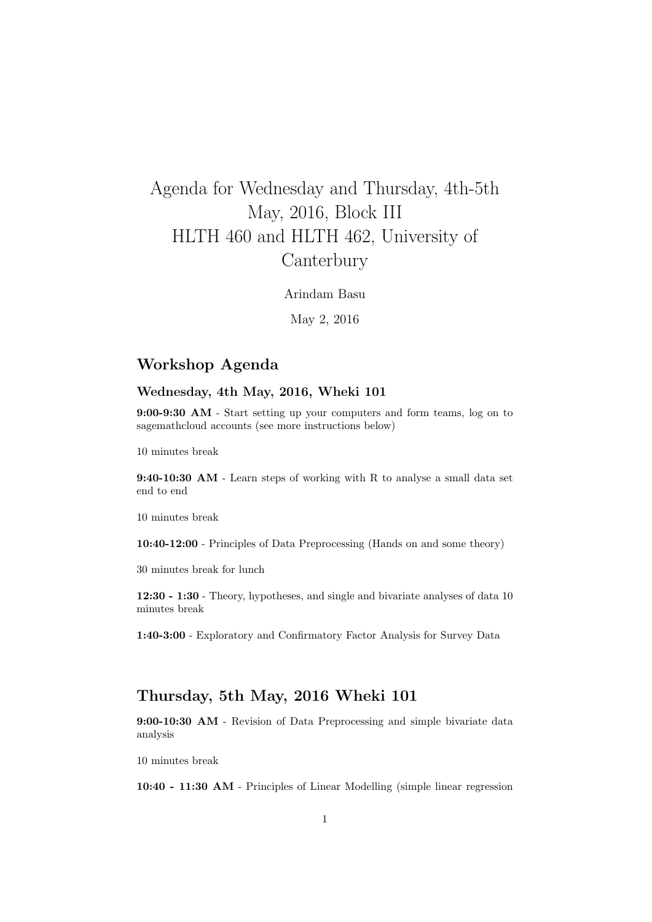# Agenda for Wednesday and Thursday, 4th-5th May, 2016, Block III
# HLTH 460 and HLTH 462, University of Canterbury

Arindam Basu

May 2, 2016

## Workshop Agenda

### Wednesday, 4th May, 2016, Wheki 101

**9:00-9:30 AM** - Start setting up your computers and form teams, log on to sagemathcloud accounts (see more instructions below)

10 minutes break

**9:40-10:30 AM** - Learn steps of working with R to analyse a small data set end to end

10 minutes break

**10:40-12:00** - Principles of Data Preprocessing (Hands on and some theory)

30 minutes break for lunch

**12:30 - 1:30** - Theory, hypotheses, and single and bivariate analyses of data 10 minutes break

**1:40-3:00** - Exploratory and Confirmatory Factor Analysis for Survey Data

## Thursday, 5th May, 2016 Wheki 101

**9:00-10:30 AM** - Revision of Data Preprocessing and simple bivariate data analysis

10 minutes break

**10:40 - 11:30 AM** - Principles of Linear Modelling (simple linear regression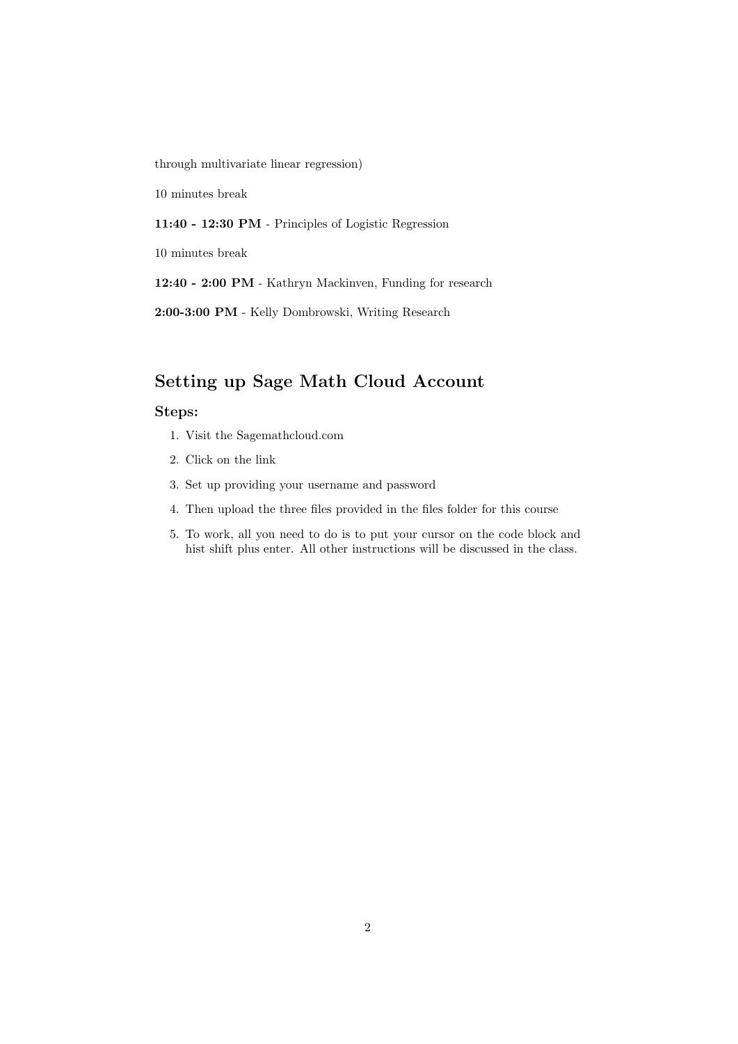through multivariate linear regression)

10 minutes break

**11:40 - 12:30 PM** - Principles of Logistic Regression

10 minutes break

**12:40 - 2:00 PM** - Kathryn Mackinven, Funding for research

**2:00-3:00 PM** - Kelly Dombrowski, Writing Research

## Setting up Sage Math Cloud Account

### Steps:

1. Visit the Sagemathcloud.com
2. Click on the link
3. Set up providing your username and password
4. Then upload the three files provided in the files folder for this course
5. To work, all you need to do is to put your cursor on the code block and hist shift plus enter. All other instructions will be discussed in the class.